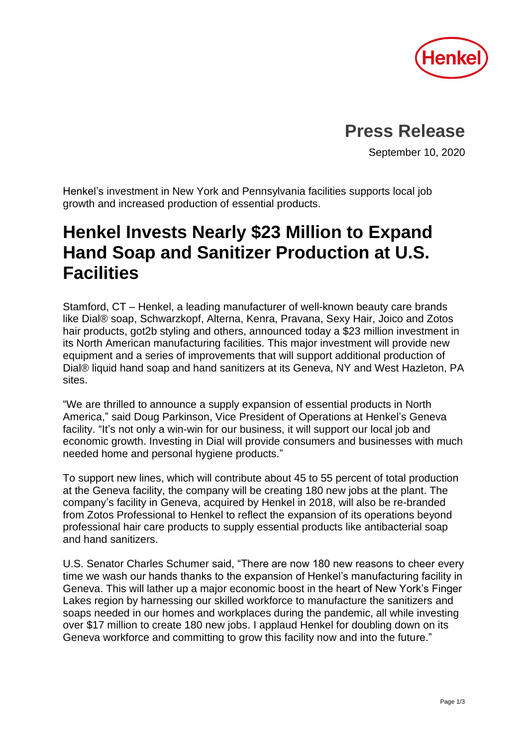# Press Release

September 10, 2020

Henkel's investment in New York and Pennsylvania facilities supports local job growth and increased production of essential products.

## Henkel Invests Nearly $23 Million to Expand Hand Soap and Sanitizer Production at U.S. Facilities

Stamford, CT – Henkel, a leading manufacturer of well-known beauty care brands like Dial® soap, Schwarzkopf, Alterna, Kenra, Pravana, Sexy Hair, Joico and Zotos hair products, got2b styling and others, announced today a $23 million investment in its North American manufacturing facilities. This major investment will provide new equipment and a series of improvements that will support additional production of Dial® liquid hand soap and hand sanitizers at its Geneva, NY and West Hazleton, PA sites.

"We are thrilled to announce a supply expansion of essential products in North America," said Doug Parkinson, Vice President of Operations at Henkel's Geneva facility. "It's not only a win-win for our business, it will support our local job and economic growth. Investing in Dial will provide consumers and businesses with much needed home and personal hygiene products."

To support new lines, which will contribute about 45 to 55 percent of total production at the Geneva facility, the company will be creating 180 new jobs at the plant. The company's facility in Geneva, acquired by Henkel in 2018, will also be re-branded from Zotos Professional to Henkel to reflect the expansion of its operations beyond professional hair care products to supply essential products like antibacterial soap and hand sanitizers.

U.S. Senator Charles Schumer said, "There are now 180 new reasons to cheer every time we wash our hands thanks to the expansion of Henkel's manufacturing facility in Geneva. This will lather up a major economic boost in the heart of New York's Finger Lakes region by harnessing our skilled workforce to manufacture the sanitizers and soaps needed in our homes and workplaces during the pandemic, all while investing over $17 million to create 180 new jobs. I applaud Henkel for doubling down on its Geneva workforce and committing to grow this facility now and into the future."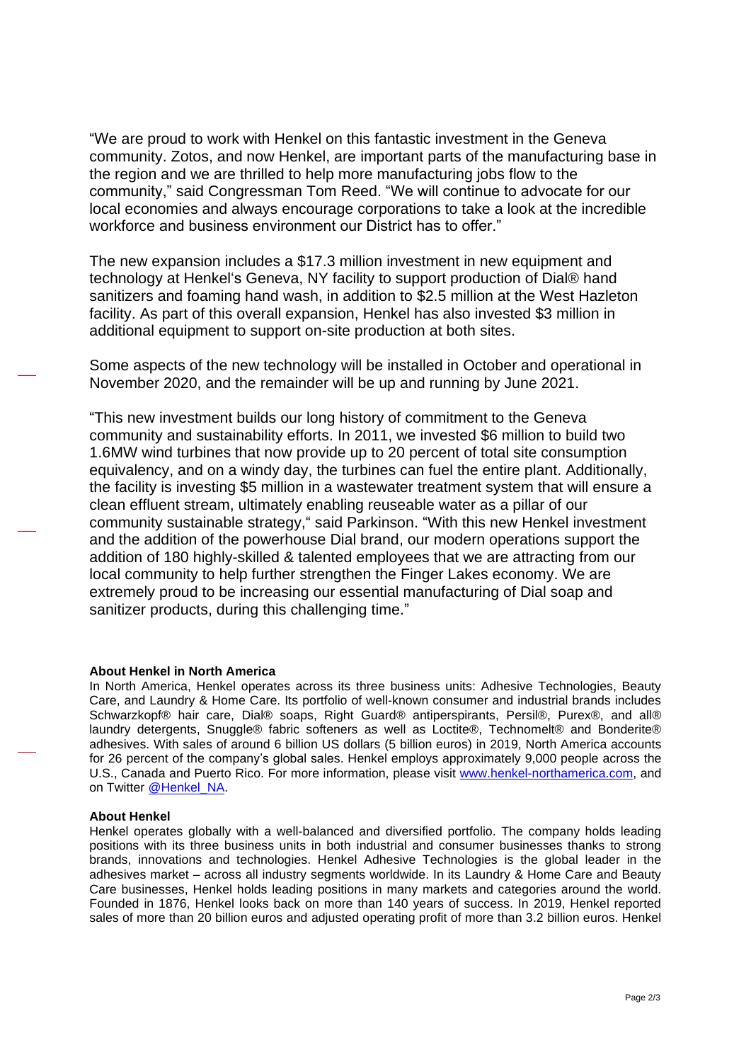"We are proud to work with Henkel on this fantastic investment in the Geneva community. Zotos, and now Henkel, are important parts of the manufacturing base in the region and we are thrilled to help more manufacturing jobs flow to the community," said Congressman Tom Reed. "We will continue to advocate for our local economies and always encourage corporations to take a look at the incredible workforce and business environment our District has to offer."

The new expansion includes a $17.3 million investment in new equipment and technology at Henkel's Geneva, NY facility to support production of Dial® hand sanitizers and foaming hand wash, in addition to $2.5 million at the West Hazleton facility. As part of this overall expansion, Henkel has also invested $3 million in additional equipment to support on-site production at both sites.

Some aspects of the new technology will be installed in October and operational in November 2020, and the remainder will be up and running by June 2021.

"This new investment builds our long history of commitment to the Geneva community and sustainability efforts. In 2011, we invested $6 million to build two 1.6MW wind turbines that now provide up to 20 percent of total site consumption equivalency, and on a windy day, the turbines can fuel the entire plant. Additionally, the facility is investing $5 million in a wastewater treatment system that will ensure a clean effluent stream, ultimately enabling reuseable water as a pillar of our community sustainable strategy," said Parkinson. "With this new Henkel investment and the addition of the powerhouse Dial brand, our modern operations support the addition of 180 highly-skilled & talented employees that we are attracting from our local community to help further strengthen the Finger Lakes economy. We are extremely proud to be increasing our essential manufacturing of Dial soap and sanitizer products, during this challenging time."

**About Henkel in North America**

In North America, Henkel operates across its three business units: Adhesive Technologies, Beauty Care, and Laundry & Home Care. Its portfolio of well-known consumer and industrial brands includes Schwarzkopf® hair care, Dial® soaps, Right Guard® antiperspirants, Persil®, Purex®, and all® laundry detergents, Snuggle® fabric softeners as well as Loctite®, Technomelt® and Bonderite® adhesives. With sales of around 6 billion US dollars (5 billion euros) in 2019, North America accounts for 26 percent of the company's global sales. Henkel employs approximately 9,000 people across the U.S., Canada and Puerto Rico. For more information, please visit [www.henkel-northamerica.com](www.henkel-northamerica.com), and on Twitter [@Henkel_NA](@Henkel_NA).

**About Henkel**

Henkel operates globally with a well-balanced and diversified portfolio. The company holds leading positions with its three business units in both industrial and consumer businesses thanks to strong brands, innovations and technologies. Henkel Adhesive Technologies is the global leader in the adhesives market – across all industry segments worldwide. In its Laundry & Home Care and Beauty Care businesses, Henkel holds leading positions in many markets and categories around the world. Founded in 1876, Henkel looks back on more than 140 years of success. In 2019, Henkel reported sales of more than 20 billion euros and adjusted operating profit of more than 3.2 billion euros. Henkel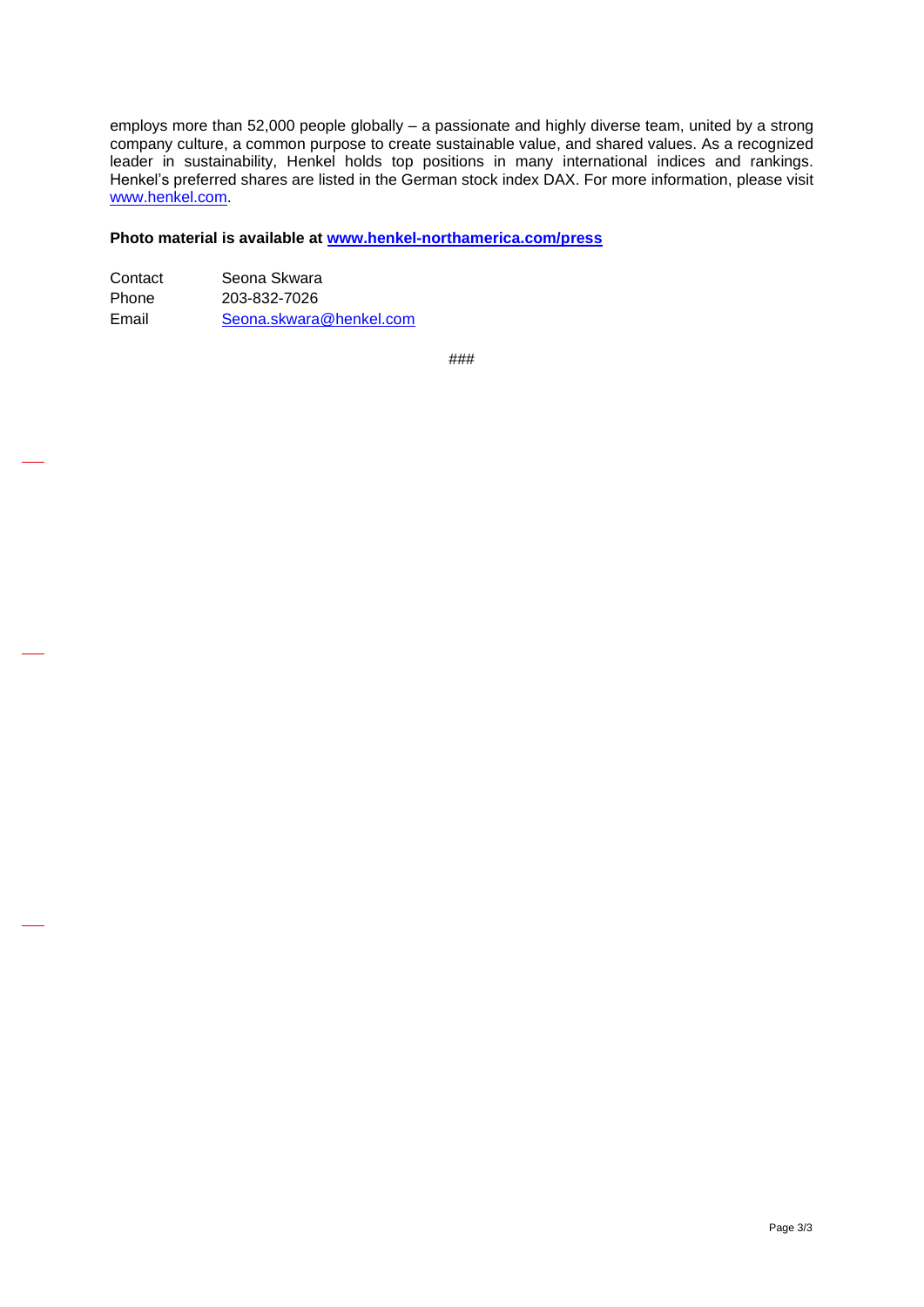employs more than 52,000 people globally – a passionate and highly diverse team, united by a strong company culture, a common purpose to create sustainable value, and shared values. As a recognized leader in sustainability, Henkel holds top positions in many international indices and rankings. Henkel's preferred shares are listed in the German stock index DAX. For more information, please visit www.henkel.com.

**Photo material is available at www.henkel-northamerica.com/press**

| | |
|---|---|
| Contact | Seona Skwara |
| Phone | 203-832-7026 |
| Email | Seona.skwara@henkel.com |

###